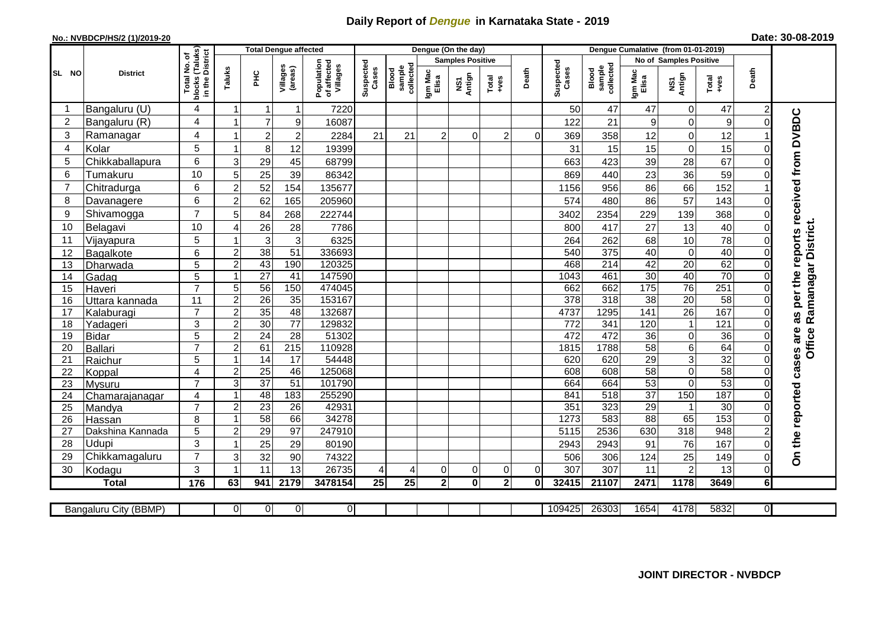# Daily Report of *Dengue* in Karnataka State - 2019

**No.: NVBDCP/HS/2 (1)/2019-20**

**Date: 30-08-2019**

| SL NO | District | Total No. of blocks (Taluks) in the District | Total Dengue affected | | | | Dengue (On the day) | | | | | | | Dengue Cumalative (from 01-01-2019) | | | | | | | |
|---|---|---|---|---|---|---|---|---|---|---|---|---|---|---|---|---|---|---|---|---|
| | | | Taluks | PHC | Villages (areas) | Population of affected Villages | Suspected Cases | Blood sample collected | Samples Positive | | | Death | Suspected Cases | Blood sample collected | No of Samples Positive | | | Death | |
| | | | | | | | | | Igm Mac Elisa | NS1 Antign | Total +ves | | | | Igm Mac Elisa | NS1 Antign | Total +ves | | |
| 1 | Bangaluru (U) | 4 | 1 | 1 | 1 | 7220 | | | | | | | 50 | 47 | 47 | 0 | 47 | 2 | On the reported cases are as per the reports received from DVBDC Office Ramanagar District. |
| 2 | Bangaluru (R) | 4 | 1 | 7 | 9 | 16087 | | | | | | | 122 | 21 | 9 | 0 | 9 | 0 | |
| 3 | Ramanagar | 4 | 1 | 2 | 2 | 2284 | 21 | 21 | 2 | 0 | 2 | 0 | 369 | 358 | 12 | 0 | 12 | 1 | |
| 4 | Kolar | 5 | 1 | 8 | 12 | 19399 | | | | | | | 31 | 15 | 15 | 0 | 15 | 0 | |
| 5 | Chikkaballapura | 6 | 3 | 29 | 45 | 68799 | | | | | | | 663 | 423 | 39 | 28 | 67 | 0 | |
| 6 | Tumakuru | 10 | 5 | 25 | 39 | 86342 | | | | | | | 869 | 440 | 23 | 36 | 59 | 0 | |
| 7 | Chitradurga | 6 | 2 | 52 | 154 | 135677 | | | | | | | 1156 | 956 | 86 | 66 | 152 | 1 | |
| 8 | Davanagere | 6 | 2 | 62 | 165 | 205960 | | | | | | | 574 | 480 | 86 | 57 | 143 | 0 | |
| 9 | Shivamogga | 7 | 5 | 84 | 268 | 222744 | | | | | | | 3402 | 2354 | 229 | 139 | 368 | 0 | |
| 10 | Belagavi | 10 | 4 | 26 | 28 | 7786 | | | | | | | 800 | 417 | 27 | 13 | 40 | 0 | |
| 11 | Vijayapura | 5 | 1 | 3 | 3 | 6325 | | | | | | | 264 | 262 | 68 | 10 | 78 | 0 | |
| 12 | Bagalkote | 6 | 2 | 38 | 51 | 336693 | | | | | | | 540 | 375 | 40 | 0 | 40 | 0 | |
| 13 | Dharwada | 5 | 2 | 43 | 190 | 120325 | | | | | | | 468 | 214 | 42 | 20 | 62 | 0 | |
| 14 | Gadag | 5 | 1 | 27 | 41 | 147590 | | | | | | | 1043 | 461 | 30 | 40 | 70 | 0 | |
| 15 | Haveri | 7 | 5 | 56 | 150 | 474045 | | | | | | | 662 | 662 | 175 | 76 | 251 | 0 | |
| 16 | Uttara kannada | 11 | 2 | 26 | 35 | 153167 | | | | | | | 378 | 318 | 38 | 20 | 58 | 0 | |
| 17 | Kalaburagi | 7 | 2 | 35 | 48 | 132687 | | | | | | | 4737 | 1295 | 141 | 26 | 167 | 0 | |
| 18 | Yadageri | 3 | 2 | 30 | 77 | 129832 | | | | | | | 772 | 341 | 120 | 1 | 121 | 0 | |
| 19 | Bidar | 5 | 2 | 24 | 28 | 51302 | | | | | | | 472 | 472 | 36 | 0 | 36 | 0 | |
| 20 | Ballari | 7 | 2 | 61 | 215 | 110928 | | | | | | | 1815 | 1788 | 58 | 6 | 64 | 0 | |
| 21 | Raichur | 5 | 1 | 14 | 17 | 54448 | | | | | | | 620 | 620 | 29 | 3 | 32 | 0 | |
| 22 | Koppal | 4 | 2 | 25 | 46 | 125068 | | | | | | | 608 | 608 | 58 | 0 | 58 | 0 | |
| 23 | Mysuru | 7 | 3 | 37 | 51 | 101790 | | | | | | | 664 | 664 | 53 | 0 | 53 | 0 | |
| 24 | Chamarajanagar | 4 | 1 | 48 | 183 | 255290 | | | | | | | 841 | 518 | 37 | 150 | 187 | 0 | |
| 25 | Mandya | 7 | 2 | 23 | 26 | 42931 | | | | | | | 351 | 323 | 29 | 1 | 30 | 0 | |
| 26 | Hassan | 8 | 1 | 58 | 66 | 34278 | | | | | | | 1273 | 583 | 88 | 65 | 153 | 0 | |
| 27 | Dakshina Kannada | 5 | 2 | 29 | 97 | 247910 | | | | | | | 5115 | 2536 | 630 | 318 | 948 | 2 | |
| 28 | Udupi | 3 | 1 | 25 | 29 | 80190 | | | | | | | 2943 | 2943 | 91 | 76 | 167 | 0 | |
| 29 | Chikkamagaluru | 7 | 3 | 32 | 90 | 74322 | | | | | | | 506 | 306 | 124 | 25 | 149 | 0 | |
| 30 | Kodagu | 3 | 1 | 11 | 13 | 26735 | 4 | 4 | 0 | 0 | 0 | 0 | 307 | 307 | 11 | 2 | 13 | 0 | |
| | **Total** | **176** | **63** | **941** | **2179** | **3478154** | **25** | **25** | **2** | **0** | **2** | **0** | **32415** | **21107** | **2471** | **1178** | **3649** | **6** | |

| Bangaluru City (BBMP) | | 0 | 0 | 0 | 0 | | | | | | | 109425 | 26303 | 1654 | 4178 | 5832 | 0 |
|---|---|---|---|---|---|---|---|---|---|---|---|---|---|---|---|---|---|

**JOINT DIRECTOR - NVBDCP**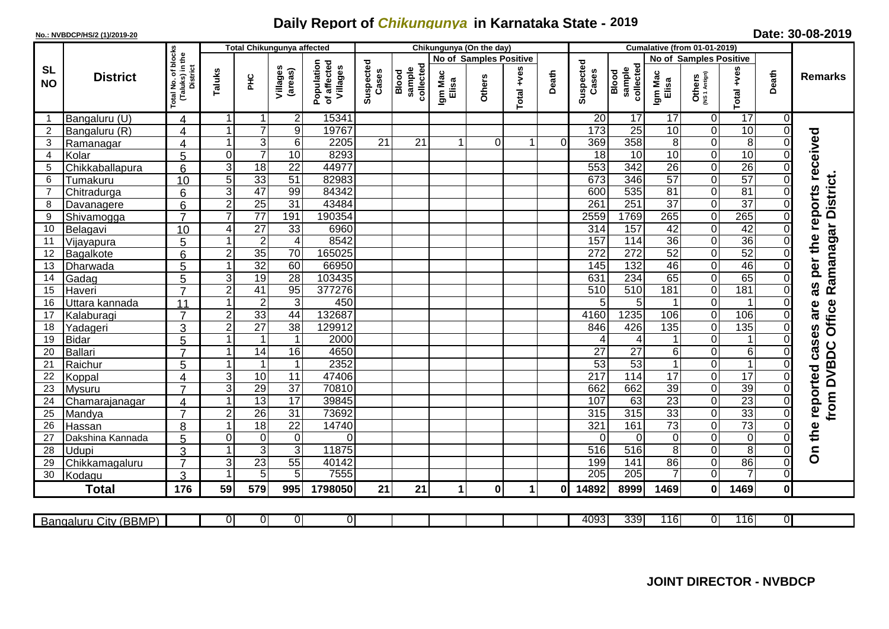# Daily Report of *Chikungunya* in Karnataka State - 2019

**No.: NVBDCP/HS/2 (1)/2019-20**

**Date: 30-08-2019**

| SL NO | District | Total No. of blocks (Taluks) in the District | Total Chikungunya affected | | | | Chikungunya (On the day) | | | | | | | Cumulative (from 01-01-2019) | | | | | | | Remarks |
|---|---|---|---|---|---|---|---|---|---|---|---|---|---|---|---|---|---|---|---|---|---|
| | | | | | | | | | No of Samples Positive | | | | | | | No of Samples Positive | | | | | |
| | | | Taluks | PHC | Villages (areas) | Population of affected Villages | Suspected Cases | Blood sample collected | Igm Mac Elisa | Others | Total +ves | Death | Suspected Cases | Blood sample collected | Igm Mac Elisa | Others (NS1 Antign) | Total +ves | Death | |
| 1 | Bangaluru (U) | 4 | 1 | 1 | 2 | 15341 | | | | | | | 20 | 17 | 17 | 0 | 17 | 0 | On the reported cases are as per the reports received from DVBDC Office Ramanagar District. |
| 2 | Bangaluru (R) | 4 | 1 | 7 | 9 | 19767 | | | | | | | 173 | 25 | 10 | 0 | 10 | 0 | |
| 3 | Ramanagar | 4 | 1 | 3 | 6 | 2205 | 21 | 21 | 1 | 0 | 1 | 0 | 369 | 358 | 8 | 0 | 8 | 0 | |
| 4 | Kolar | 5 | 0 | 7 | 10 | 8293 | | | | | | | 18 | 10 | 10 | 0 | 10 | 0 | |
| 5 | Chikkaballapura | 6 | 3 | 18 | 22 | 44977 | | | | | | | 553 | 342 | 26 | 0 | 26 | 0 | |
| 6 | Tumakuru | 10 | 5 | 33 | 51 | 82983 | | | | | | | 673 | 346 | 57 | 0 | 57 | 0 | |
| 7 | Chitradurga | 6 | 3 | 47 | 99 | 84342 | | | | | | | 600 | 535 | 81 | 0 | 81 | 0 | |
| 8 | Davanagere | 6 | 2 | 25 | 31 | 43484 | | | | | | | 261 | 251 | 37 | 0 | 37 | 0 | |
| 9 | Shivamogga | 7 | 7 | 77 | 191 | 190354 | | | | | | | 2559 | 1769 | 265 | 0 | 265 | 0 | |
| 10 | Belagavi | 10 | 4 | 27 | 33 | 6960 | | | | | | | 314 | 157 | 42 | 0 | 42 | 0 | |
| 11 | Vijayapura | 5 | 1 | 2 | 4 | 8542 | | | | | | | 157 | 114 | 36 | 0 | 36 | 0 | |
| 12 | Bagalkote | 6 | 2 | 35 | 70 | 165025 | | | | | | | 272 | 272 | 52 | 0 | 52 | 0 | |
| 13 | Dharwada | 5 | 1 | 32 | 60 | 66950 | | | | | | | 145 | 132 | 46 | 0 | 46 | 0 | |
| 14 | Gadag | 5 | 3 | 19 | 28 | 103435 | | | | | | | 631 | 234 | 65 | 0 | 65 | 0 | |
| 15 | Haveri | 7 | 2 | 41 | 95 | 377276 | | | | | | | 510 | 510 | 181 | 0 | 181 | 0 | |
| 16 | Uttara kannada | 11 | 1 | 2 | 3 | 450 | | | | | | | 5 | 5 | 1 | 0 | 1 | 0 | |
| 17 | Kalaburagi | 7 | 2 | 33 | 44 | 132687 | | | | | | | 4160 | 1235 | 106 | 0 | 106 | 0 | |
| 18 | Yadageri | 3 | 2 | 27 | 38 | 129912 | | | | | | | 846 | 426 | 135 | 0 | 135 | 0 | |
| 19 | Bidar | 5 | 1 | 1 | 1 | 2000 | | | | | | | 4 | 4 | 1 | 0 | 1 | 0 | |
| 20 | Ballari | 7 | 1 | 14 | 16 | 4650 | | | | | | | 27 | 27 | 6 | 0 | 6 | 0 | |
| 21 | Raichur | 5 | 1 | 1 | 1 | 2352 | | | | | | | 53 | 53 | 1 | 0 | 1 | 0 | |
| 22 | Koppal | 4 | 3 | 10 | 11 | 47406 | | | | | | | 217 | 114 | 17 | 0 | 17 | 0 | |
| 23 | Mysuru | 7 | 3 | 29 | 37 | 70810 | | | | | | | 662 | 662 | 39 | 0 | 39 | 0 | |
| 24 | Chamarajanagar | 4 | 1 | 13 | 17 | 39845 | | | | | | | 107 | 63 | 23 | 0 | 23 | 0 | |
| 25 | Mandya | 7 | 2 | 26 | 31 | 73692 | | | | | | | 315 | 315 | 33 | 0 | 33 | 0 | |
| 26 | Hassan | 8 | 1 | 18 | 22 | 14740 | | | | | | | 321 | 161 | 73 | 0 | 73 | 0 | |
| 27 | Dakshina Kannada | 5 | 0 | 0 | 0 | 0 | | | | | | | 0 | 0 | 0 | 0 | 0 | 0 | |
| 28 | Udupi | 3 | 1 | 3 | 3 | 11875 | | | | | | | 516 | 516 | 8 | 0 | 8 | 0 | |
| 29 | Chikkamagaluru | 7 | 3 | 23 | 55 | 40142 | | | | | | | 199 | 141 | 86 | 0 | 86 | 0 | |
| 30 | Kodagu | 3 | 1 | 5 | 5 | 7555 | | | | | | | 205 | 205 | 7 | 0 | 7 | 0 | |
| | **Total** | **176** | **59** | **579** | **995** | **1798050** | **21** | **21** | **1** | **0** | **1** | **0** | **14892** | **8999** | **1469** | **0** | **1469** | **0** | |

| | | | | | | | | | | | | | | | | | | | |
|---|---|---|---|---|---|---|---|---|---|---|---|---|---|---|---|---|---|---|---|
| Bangaluru City (BBMP) | | 0 | 0 | 0 | 0 | | | | | | | 4093 | 339 | 116 | 0 | 116 | 0 | |

**JOINT DIRECTOR - NVBDCP**